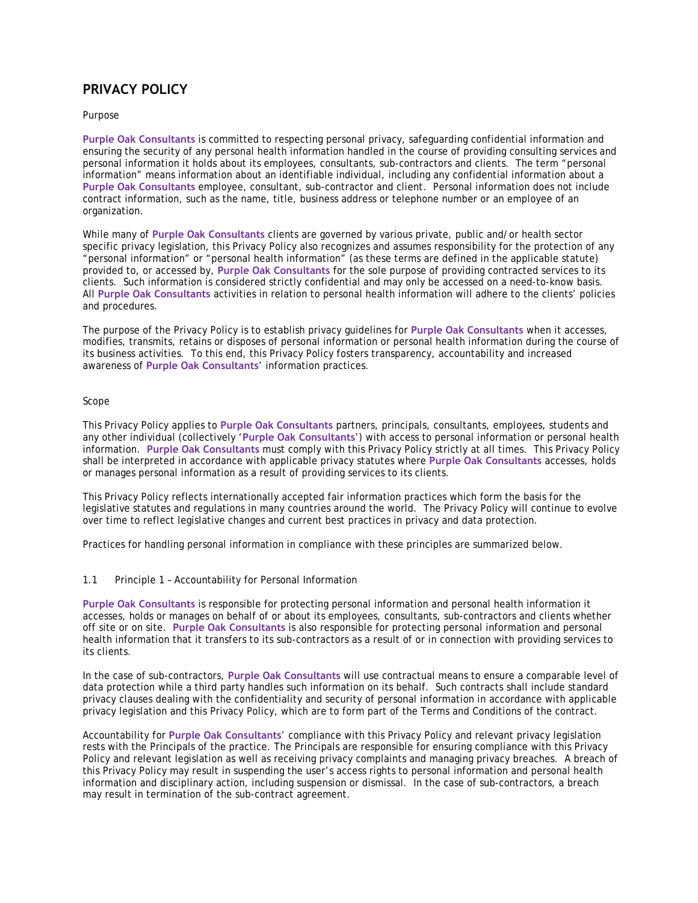# PRIVACY POLICY

Purpose

**Purple Oak Consultants** is committed to respecting personal privacy, safeguarding confidential information and ensuring the security of any personal health information handled in the course of providing consulting services and personal information it holds about its employees, consultants, sub-contractors and clients. The term "personal information" means information about an identifiable individual, including any confidential information about a **Purple Oak Consultants** employee, consultant, sub-contractor and client. Personal information does not include contract information, such as the name, title, business address or telephone number or an employee of an organization.

While many of **Purple Oak Consultants** clients are governed by various private, public and/or health sector specific privacy legislation, this Privacy Policy also recognizes and assumes responsibility for the protection of any "personal information" or "personal health information" (as these terms are defined in the applicable statute) provided to, or accessed by, **Purple Oak Consultants** for the sole purpose of providing contracted services to its clients. Such information is considered strictly confidential and may only be accessed on a need-to-know basis. All **Purple Oak Consultants** activities in relation to personal health information will adhere to the clients' policies and procedures.

The purpose of the Privacy Policy is to establish privacy guidelines for **Purple Oak Consultants** when it accesses, modifies, transmits, retains or disposes of personal information or personal health information during the course of its business activities. To this end, this Privacy Policy fosters transparency, accountability and increased awareness of **Purple Oak Consultants**' information practices.

Scope

This Privacy Policy applies to **Purple Oak Consultants** partners, principals, consultants, employees, students and any other individual (collectively '**Purple Oak Consultants**') with access to personal information or personal health information. **Purple Oak Consultants** must comply with this Privacy Policy strictly at all times. This Privacy Policy shall be interpreted in accordance with applicable privacy statutes where **Purple Oak Consultants** accesses, holds or manages personal information as a result of providing services to its clients.

This Privacy Policy reflects internationally accepted fair information practices which form the basis for the legislative statutes and regulations in many countries around the world. The Privacy Policy will continue to evolve over time to reflect legislative changes and current best practices in privacy and data protection.

Practices for handling personal information in compliance with these principles are summarized below.

1.1 Principle 1 – Accountability for Personal Information

**Purple Oak Consultants** is responsible for protecting personal information and personal health information it accesses, holds or manages on behalf of or about its employees, consultants, sub-contractors and clients whether off site or on site. **Purple Oak Consultants** is also responsible for protecting personal information and personal health information that it transfers to its sub-contractors as a result of or in connection with providing services to its clients.

In the case of sub-contractors, **Purple Oak Consultants** will use contractual means to ensure a comparable level of data protection while a third party handles such information on its behalf. Such contracts shall include standard privacy clauses dealing with the confidentiality and security of personal information in accordance with applicable privacy legislation and this Privacy Policy, which are to form part of the Terms and Conditions of the contract.

Accountability for **Purple Oak Consultants**' compliance with this Privacy Policy and relevant privacy legislation rests with the Principals of the practice. The Principals are responsible for ensuring compliance with this Privacy Policy and relevant legislation as well as receiving privacy complaints and managing privacy breaches. A breach of this Privacy Policy may result in suspending the user's access rights to personal information and personal health information and disciplinary action, including suspension or dismissal. In the case of sub-contractors, a breach may result in termination of the sub-contract agreement.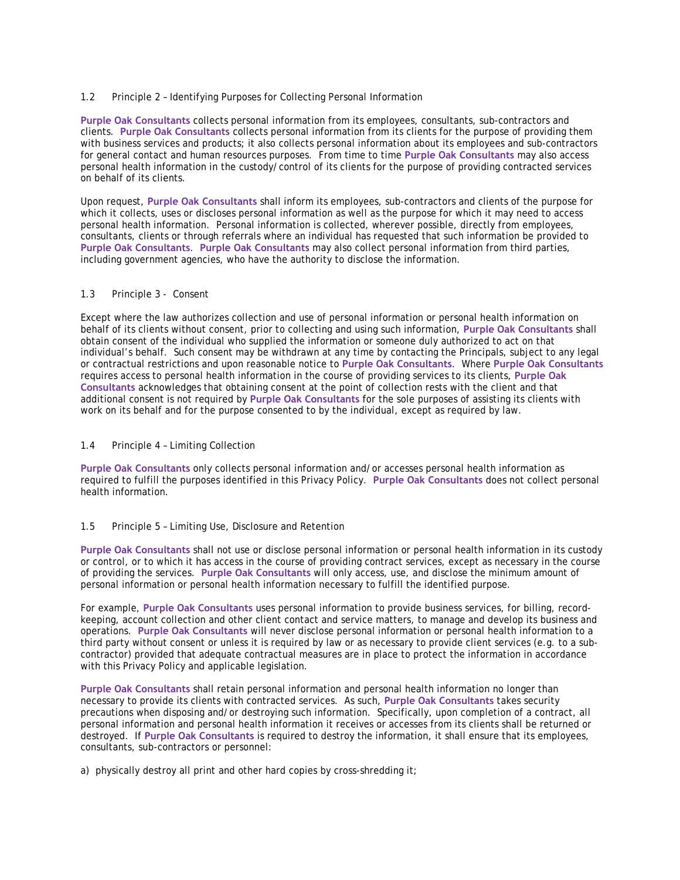### 1.2 Principle 2 – Identifying Purposes for Collecting Personal Information

Purple Oak Consultants collects personal information from its employees, consultants, sub-contractors and clients. Purple Oak Consultants collects personal information from its clients for the purpose of providing them with business services and products; it also collects personal information about its employees and sub-contractors for general contact and human resources purposes. From time to time Purple Oak Consultants may also access personal health information in the custody/control of its clients for the purpose of providing contracted services on behalf of its clients.

Upon request, Purple Oak Consultants shall inform its employees, sub-contractors and clients of the purpose for which it collects, uses or discloses personal information as well as the purpose for which it may need to access personal health information. Personal information is collected, wherever possible, directly from employees, consultants, clients or through referrals where an individual has requested that such information be provided to Purple Oak Consultants. Purple Oak Consultants may also collect personal information from third parties, including government agencies, who have the authority to disclose the information.

### 1.3 Principle 3 - Consent

Except where the law authorizes collection and use of personal information or personal health information on behalf of its clients without consent, prior to collecting and using such information, Purple Oak Consultants shall obtain consent of the individual who supplied the information or someone duly authorized to act on that individual's behalf. Such consent may be withdrawn at any time by contacting the Principals, subject to any legal or contractual restrictions and upon reasonable notice to Purple Oak Consultants. Where Purple Oak Consultants requires access to personal health information in the course of providing services to its clients, Purple Oak Consultants acknowledges that obtaining consent at the point of collection rests with the client and that additional consent is not required by Purple Oak Consultants for the sole purposes of assisting its clients with work on its behalf and for the purpose consented to by the individual, except as required by law.

### 1.4 Principle 4 – Limiting Collection

Purple Oak Consultants only collects personal information and/or accesses personal health information as required to fulfill the purposes identified in this Privacy Policy. Purple Oak Consultants does not collect personal health information.

### 1.5 Principle 5 – Limiting Use, Disclosure and Retention

Purple Oak Consultants shall not use or disclose personal information or personal health information in its custody or control, or to which it has access in the course of providing contract services, except as necessary in the course of providing the services. Purple Oak Consultants will only access, use, and disclose the minimum amount of personal information or personal health information necessary to fulfill the identified purpose.

For example, Purple Oak Consultants uses personal information to provide business services, for billing, record-keeping, account collection and other client contact and service matters, to manage and develop its business and operations. Purple Oak Consultants will never disclose personal information or personal health information to a third party without consent or unless it is required by law or as necessary to provide client services (e.g. to a sub-contractor) provided that adequate contractual measures are in place to protect the information in accordance with this Privacy Policy and applicable legislation.

Purple Oak Consultants shall retain personal information and personal health information no longer than necessary to provide its clients with contracted services. As such, Purple Oak Consultants takes security precautions when disposing and/or destroying such information. Specifically, upon completion of a contract, all personal information and personal health information it receives or accesses from its clients shall be returned or destroyed. If Purple Oak Consultants is required to destroy the information, it shall ensure that its employees, consultants, sub-contractors or personnel:

a) physically destroy all print and other hard copies by cross-shredding it;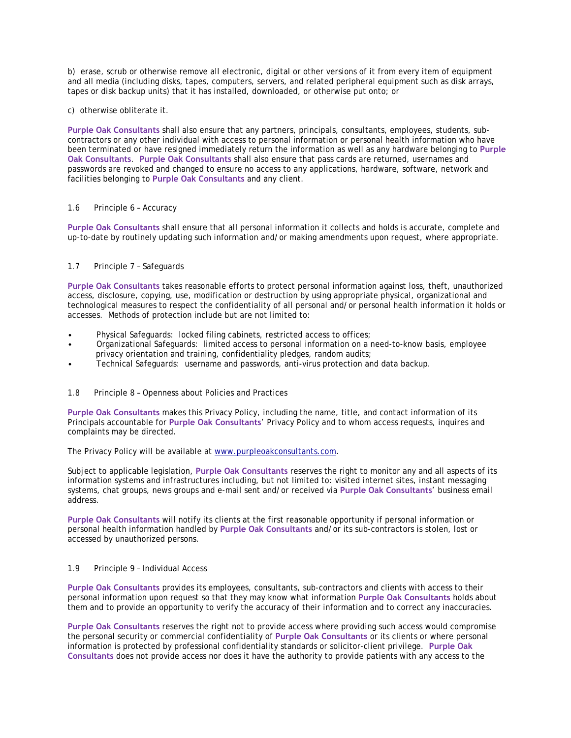b) erase, scrub or otherwise remove all electronic, digital or other versions of it from every item of equipment and all media (including disks, tapes, computers, servers, and related peripheral equipment such as disk arrays, tapes or disk backup units) that it has installed, downloaded, or otherwise put onto; or

c) otherwise obliterate it.

**Purple Oak Consultants** shall also ensure that any partners, principals, consultants, employees, students, sub-contractors or any other individual with access to personal information or personal health information who have been terminated or have resigned immediately return the information as well as any hardware belonging to **Purple Oak Consultants**. **Purple Oak Consultants** shall also ensure that pass cards are returned, usernames and passwords are revoked and changed to ensure no access to any applications, hardware, software, network and facilities belonging to **Purple Oak Consultants** and any client.

### 1.6 Principle 6 – Accuracy

**Purple Oak Consultants** shall ensure that all personal information it collects and holds is accurate, complete and up-to-date by routinely updating such information and/or making amendments upon request, where appropriate.

### 1.7 Principle 7 – Safeguards

**Purple Oak Consultants** takes reasonable efforts to protect personal information against loss, theft, unauthorized access, disclosure, copying, use, modification or destruction by using appropriate physical, organizational and technological measures to respect the confidentiality of all personal and/or personal health information it holds or accesses. Methods of protection include but are not limited to:

- Physical Safeguards: locked filing cabinets, restricted access to offices;
- Organizational Safeguards: limited access to personal information on a need-to-know basis, employee privacy orientation and training, confidentiality pledges, random audits;
- Technical Safeguards: username and passwords, anti-virus protection and data backup.

### 1.8 Principle 8 – Openness about Policies and Practices

**Purple Oak Consultants** makes this Privacy Policy, including the name, title, and contact information of its Principals accountable for **Purple Oak Consultants**' Privacy Policy and to whom access requests, inquires and complaints may be directed.

The Privacy Policy will be available at www.purpleoakconsultants.com.

Subject to applicable legislation, **Purple Oak Consultants** reserves the right to monitor any and all aspects of its information systems and infrastructures including, but not limited to: visited internet sites, instant messaging systems, chat groups, news groups and e-mail sent and/or received via **Purple Oak Consultants**' business email address.

**Purple Oak Consultants** will notify its clients at the first reasonable opportunity if personal information or personal health information handled by **Purple Oak Consultants** and/or its sub-contractors is stolen, lost or accessed by unauthorized persons.

### 1.9 Principle 9 – Individual Access

**Purple Oak Consultants** provides its employees, consultants, sub-contractors and clients with access to their personal information upon request so that they may know what information **Purple Oak Consultants** holds about them and to provide an opportunity to verify the accuracy of their information and to correct any inaccuracies.

**Purple Oak Consultants** reserves the right not to provide access where providing such access would compromise the personal security or commercial confidentiality of **Purple Oak Consultants** or its clients or where personal information is protected by professional confidentiality standards or solicitor-client privilege. **Purple Oak Consultants** does not provide access nor does it have the authority to provide patients with any access to the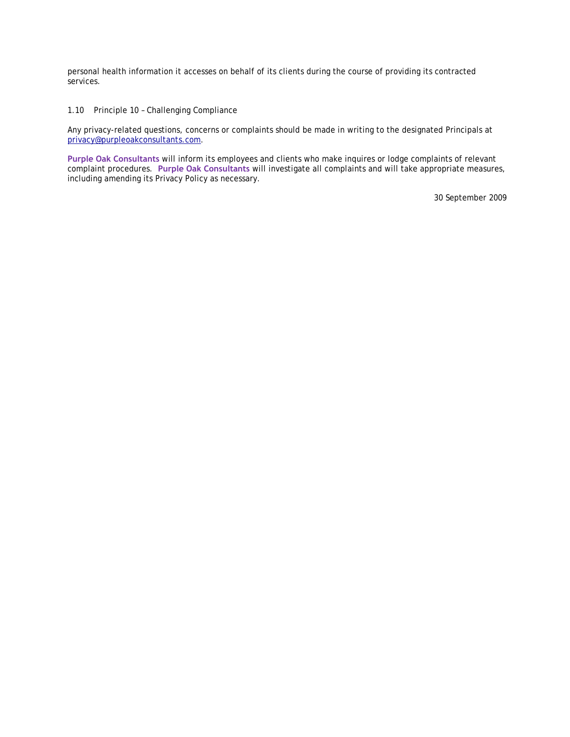personal health information it accesses on behalf of its clients during the course of providing its contracted services.

### 1.10 Principle 10 – Challenging Compliance

Any privacy-related questions, concerns or complaints should be made in writing to the designated Principals at privacy@purpleoakconsultants.com.

**Purple Oak Consultants** will inform its employees and clients who make inquires or lodge complaints of relevant complaint procedures. **Purple Oak Consultants** will investigate all complaints and will take appropriate measures, including amending its Privacy Policy as necessary.

30 September 2009